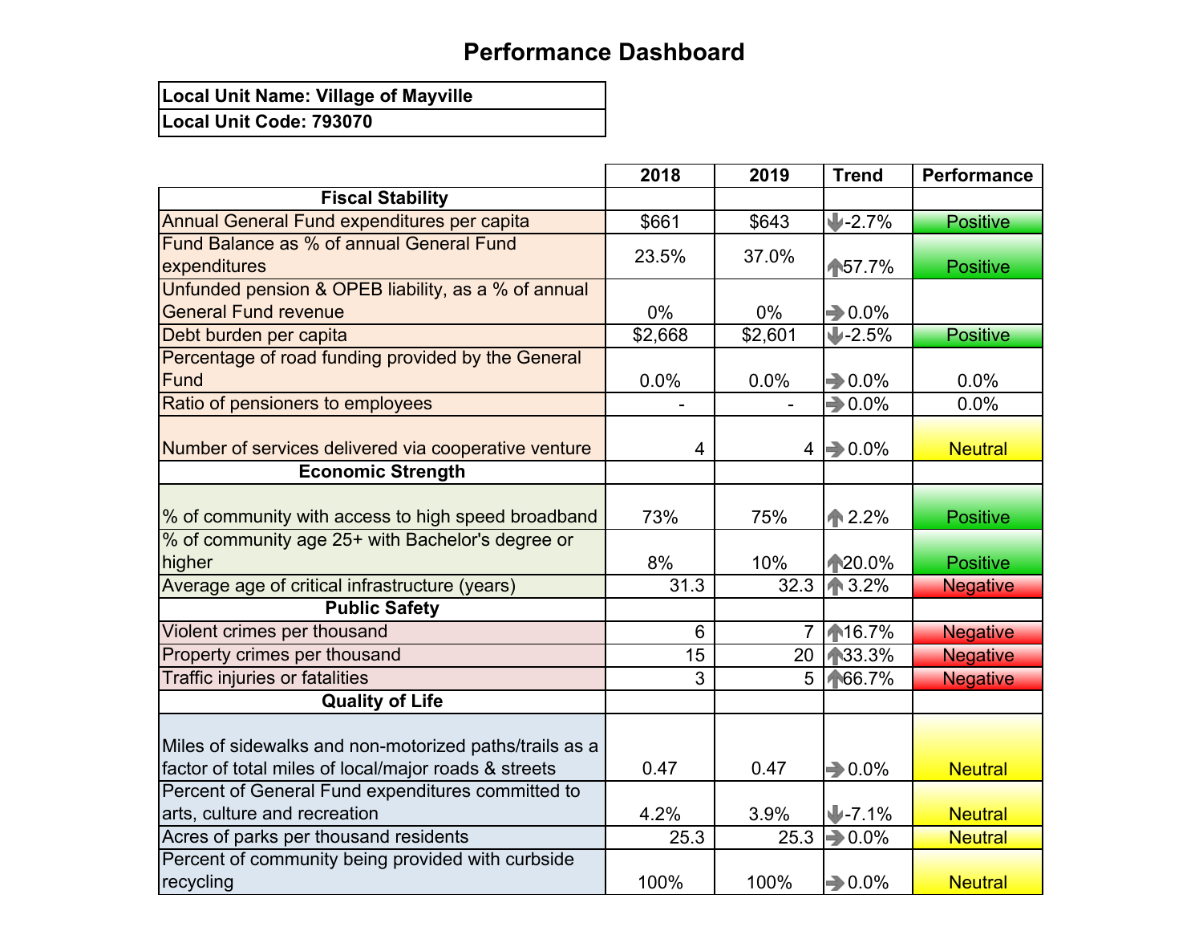# Performance Dashboard

| Local Unit Name: Village of Mayville |
|---|
| Local Unit Code: 793070 |

| | 2018 | 2019 | Trend | Performance |
|---|---|---|---|---|
| **Fiscal Stability** | | | | |
| Annual General Fund expenditures per capita | $661 | $643 | ↓ -2.7% | Positive |
| Fund Balance as % of annual General Fund expenditures | 23.5% | 37.0% | ↑ 57.7% | Positive |
| Unfunded pension & OPEB liability, as a % of annual General Fund revenue | 0% | 0% | → 0.0% | |
| Debt burden per capita | $2,668 | $2,601 | ↓ -2.5% | Positive |
| Percentage of road funding provided by the General Fund | 0.0% | 0.0% | → 0.0% | 0.0% |
| Ratio of pensioners to employees | - | - | → 0.0% | 0.0% |
| Number of services delivered via cooperative venture | 4 | 4 | → 0.0% | Neutral |
| **Economic Strength** | | | | |
| % of community with access to high speed broadband | 73% | 75% | ↑ 2.2% | Positive |
| % of community age 25+ with Bachelor's degree or higher | 8% | 10% | ↑ 20.0% | Positive |
| Average age of critical infrastructure (years) | 31.3 | 32.3 | ↑ 3.2% | Negative |
| **Public Safety** | | | | |
| Violent crimes per thousand | 6 | 7 | ↑ 16.7% | Negative |
| Property crimes per thousand | 15 | 20 | ↑ 33.3% | Negative |
| Traffic injuries or fatalities | 3 | 5 | ↑ 66.7% | Negative |
| **Quality of Life** | | | | |
| Miles of sidewalks and non-motorized paths/trails as a factor of total miles of local/major roads & streets | 0.47 | 0.47 | → 0.0% | Neutral |
| Percent of General Fund expenditures committed to arts, culture and recreation | 4.2% | 3.9% | ↓ -7.1% | Neutral |
| Acres of parks per thousand residents | 25.3 | 25.3 | → 0.0% | Neutral |
| Percent of community being provided with curbside recycling | 100% | 100% | → 0.0% | Neutral |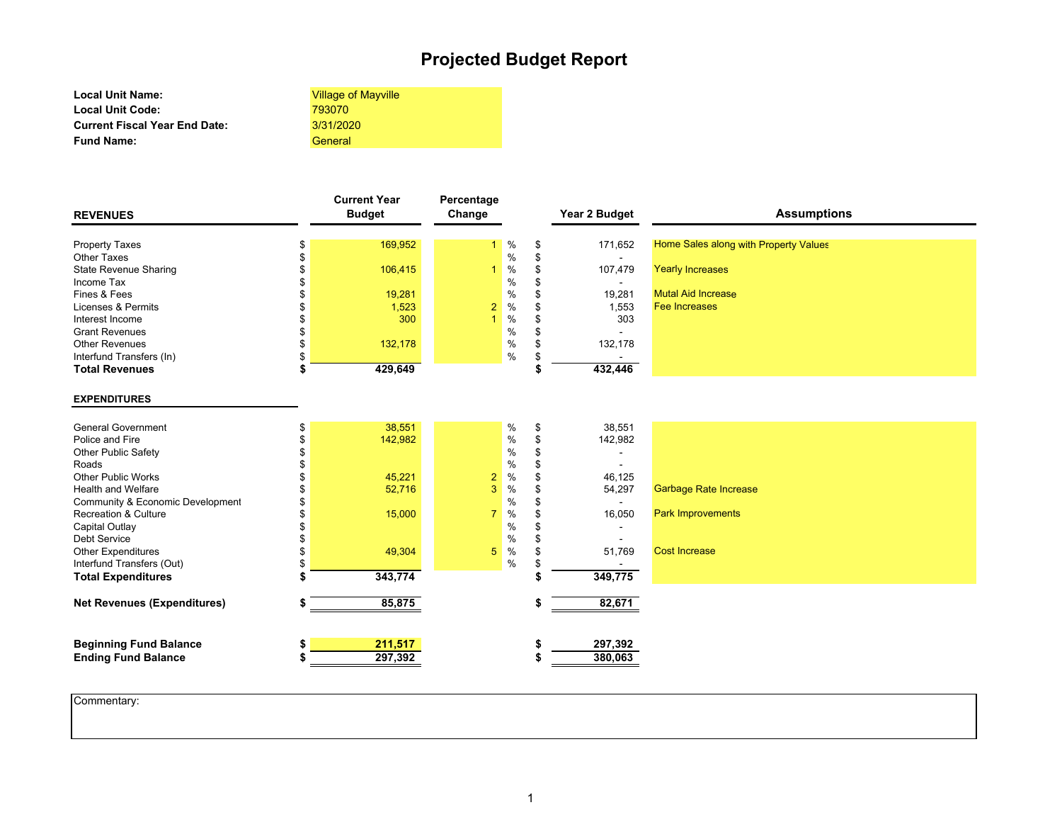# Projected Budget Report

**Local Unit Name:** Village of Mayville
**Local Unit Code:** 793070
**Current Fiscal Year End Date:** 3/31/2020
**Fund Name:** General

| **REVENUES** | | **Current Year Budget** | **Percentage Change** | | | **Year 2 Budget** | **Assumptions** |
|---|---|---|---|---|---|---|---|
| Property Taxes | $ | 169,952 | 1 | % | $ | 171,652 | Home Sales along with Property Values |
| Other Taxes | $ | | | % | $ | - | |
| State Revenue Sharing | $ | 106,415 | 1 | % | $ | 107,479 | Yearly Increases |
| Income Tax | $ | | | % | $ | - | |
| Fines & Fees | $ | 19,281 | | % | $ | 19,281 | Mutal Aid Increase |
| Licenses & Permits | $ | 1,523 | 2 | % | $ | 1,553 | Fee Increases |
| Interest Income | $ | 300 | 1 | % | $ | 303 | |
| Grant Revenues | $ | | | % | $ | - | |
| Other Revenues | $ | 132,178 | | % | $ | 132,178 | |
| Interfund Transfers (In) | $ | | | % | $ | - | |
| **Total Revenues** | **$** | **429,649** | | | **$** | **432,446** | |
| **EXPENDITURES** | | | | | | | |
| General Government | $ | 38,551 | | % | $ | 38,551 | |
| Police and Fire | $ | 142,982 | | % | $ | 142,982 | |
| Other Public Safety | $ | | | % | $ | - | |
| Roads | $ | | | % | $ | - | |
| Other Public Works | $ | 45,221 | 2 | % | $ | 46,125 | |
| Health and Welfare | $ | 52,716 | 3 | % | $ | 54,297 | Garbage Rate Increase |
| Community & Economic Development | $ | | | % | $ | - | |
| Recreation & Culture | $ | 15,000 | 7 | % | $ | 16,050 | Park Improvements |
| Capital Outlay | $ | | | % | $ | - | |
| Debt Service | $ | | | % | $ | - | |
| Other Expenditures | $ | 49,304 | 5 | % | $ | 51,769 | Cost Increase |
| Interfund Transfers (Out) | $ | | | % | $ | - | |
| **Total Expenditures** | **$** | **343,774** | | | **$** | **349,775** | |
| **Net Revenues (Expenditures)** | **$** | **85,875** | | | **$** | **82,671** | |
| **Beginning Fund Balance** | **$** | **211,517** | | | **$** | **297,392** | |
| **Ending Fund Balance** | **$** | **297,392** | | | **$** | **380,063** | |

Commentary: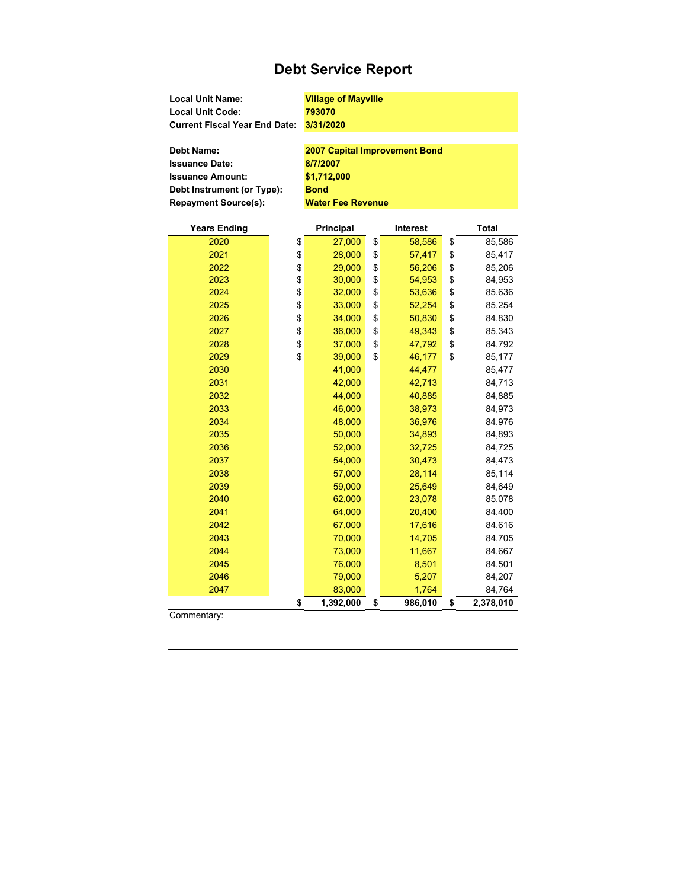# Debt Service Report

| | |
|---|---|
| **Local Unit Name:** | **Village of Mayville** |
| **Local Unit Code:** | **793070** |
| **Current Fiscal Year End Date:** | **3/31/2020** |

| | |
|---|---|
| **Debt Name:** | **2007 Capital Improvement Bond** |
| **Issuance Date:** | **8/7/2007** |
| **Issuance Amount:** | **$1,712,000** |
| **Debt Instrument (or Type):** | **Bond** |
| **Repayment Source(s):** | **Water Fee Revenue** |

| Years Ending | Principal | Interest | Total |
|---|---|---|---|
| 2020 | $ 27,000 | $ 58,586 | $ 85,586 |
| 2021 | $ 28,000 | $ 57,417 | $ 85,417 |
| 2022 | $ 29,000 | $ 56,206 | $ 85,206 |
| 2023 | $ 30,000 | $ 54,953 | $ 84,953 |
| 2024 | $ 32,000 | $ 53,636 | $ 85,636 |
| 2025 | $ 33,000 | $ 52,254 | $ 85,254 |
| 2026 | $ 34,000 | $ 50,830 | $ 84,830 |
| 2027 | $ 36,000 | $ 49,343 | $ 85,343 |
| 2028 | $ 37,000 | $ 47,792 | $ 84,792 |
| 2029 | $ 39,000 | $ 46,177 | $ 85,177 |
| 2030 | 41,000 | 44,477 | 85,477 |
| 2031 | 42,000 | 42,713 | 84,713 |
| 2032 | 44,000 | 40,885 | 84,885 |
| 2033 | 46,000 | 38,973 | 84,973 |
| 2034 | 48,000 | 36,976 | 84,976 |
| 2035 | 50,000 | 34,893 | 84,893 |
| 2036 | 52,000 | 32,725 | 84,725 |
| 2037 | 54,000 | 30,473 | 84,473 |
| 2038 | 57,000 | 28,114 | 85,114 |
| 2039 | 59,000 | 25,649 | 84,649 |
| 2040 | 62,000 | 23,078 | 85,078 |
| 2041 | 64,000 | 20,400 | 84,400 |
| 2042 | 67,000 | 17,616 | 84,616 |
| 2043 | 70,000 | 14,705 | 84,705 |
| 2044 | 73,000 | 11,667 | 84,667 |
| 2045 | 76,000 | 8,501 | 84,501 |
| 2046 | 79,000 | 5,207 | 84,207 |
| 2047 | 83,000 | 1,764 | 84,764 |
| | **$ 1,392,000** | **$ 986,010** | **$ 2,378,010** |

Commentary: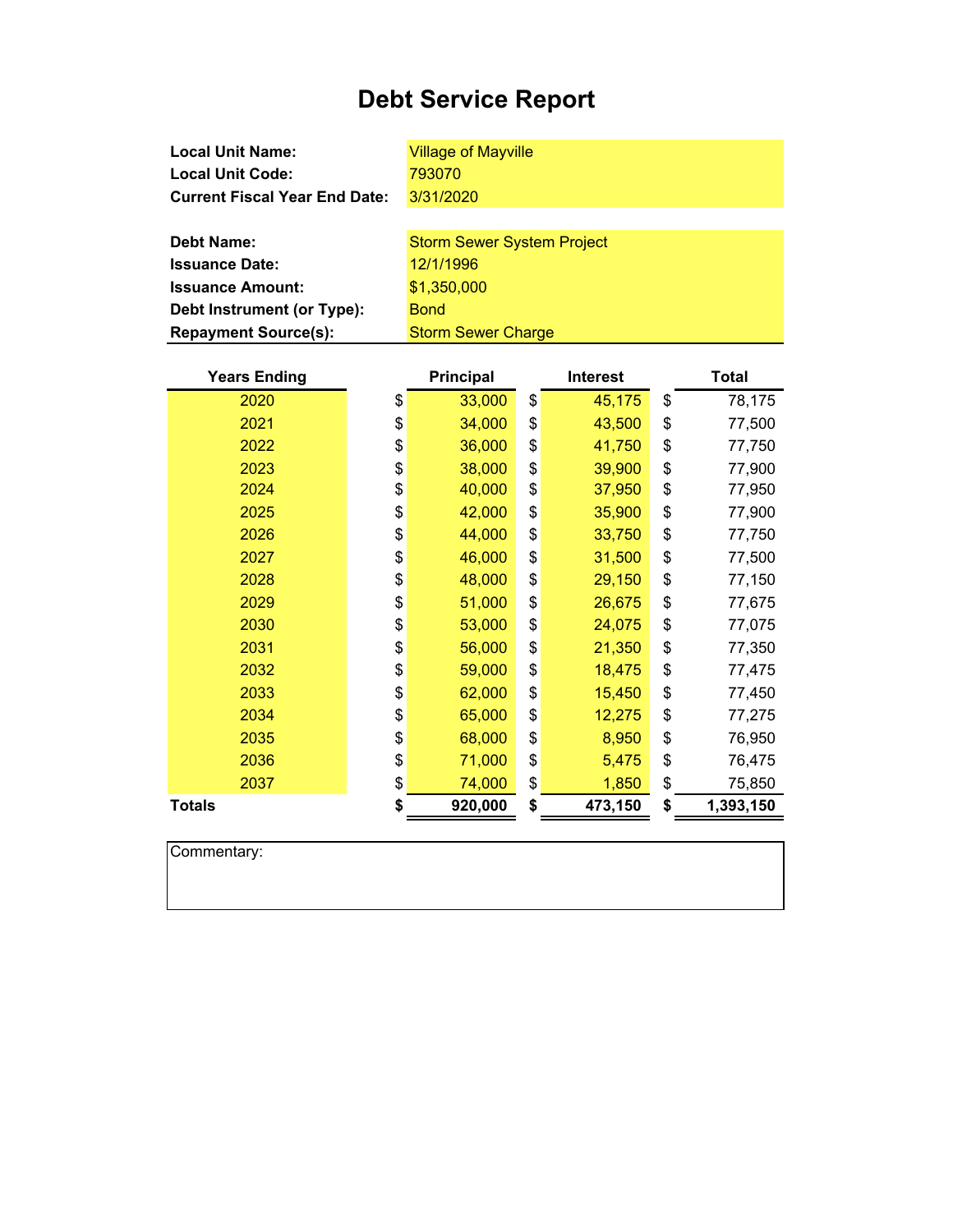# Debt Service Report

| | |
|---|---|
| **Local Unit Name:** | Village of Mayville |
| **Local Unit Code:** | 793070 |
| **Current Fiscal Year End Date:** | 3/31/2020 |

| | |
|---|---|
| **Debt Name:** | Storm Sewer System Project |
| **Issuance Date:** | 12/1/1996 |
| **Issuance Amount:** | $1,350,000 |
| **Debt Instrument (or Type):** | Bond |
| **Repayment Source(s):** | Storm Sewer Charge |

| Years Ending | Principal | Interest | Total |
|---|---|---|---|
| 2020 | $ 33,000 | $ 45,175 | $ 78,175 |
| 2021 | $ 34,000 | $ 43,500 | $ 77,500 |
| 2022 | $ 36,000 | $ 41,750 | $ 77,750 |
| 2023 | $ 38,000 | $ 39,900 | $ 77,900 |
| 2024 | $ 40,000 | $ 37,950 | $ 77,950 |
| 2025 | $ 42,000 | $ 35,900 | $ 77,900 |
| 2026 | $ 44,000 | $ 33,750 | $ 77,750 |
| 2027 | $ 46,000 | $ 31,500 | $ 77,500 |
| 2028 | $ 48,000 | $ 29,150 | $ 77,150 |
| 2029 | $ 51,000 | $ 26,675 | $ 77,675 |
| 2030 | $ 53,000 | $ 24,075 | $ 77,075 |
| 2031 | $ 56,000 | $ 21,350 | $ 77,350 |
| 2032 | $ 59,000 | $ 18,475 | $ 77,475 |
| 2033 | $ 62,000 | $ 15,450 | $ 77,450 |
| 2034 | $ 65,000 | $ 12,275 | $ 77,275 |
| 2035 | $ 68,000 | $ 8,950 | $ 76,950 |
| 2036 | $ 71,000 | $ 5,475 | $ 76,475 |
| 2037 | $ 74,000 | $ 1,850 | $ 75,850 |
| **Totals** | **$ 920,000** | **$ 473,150** | **$ 1,393,150** |

Commentary: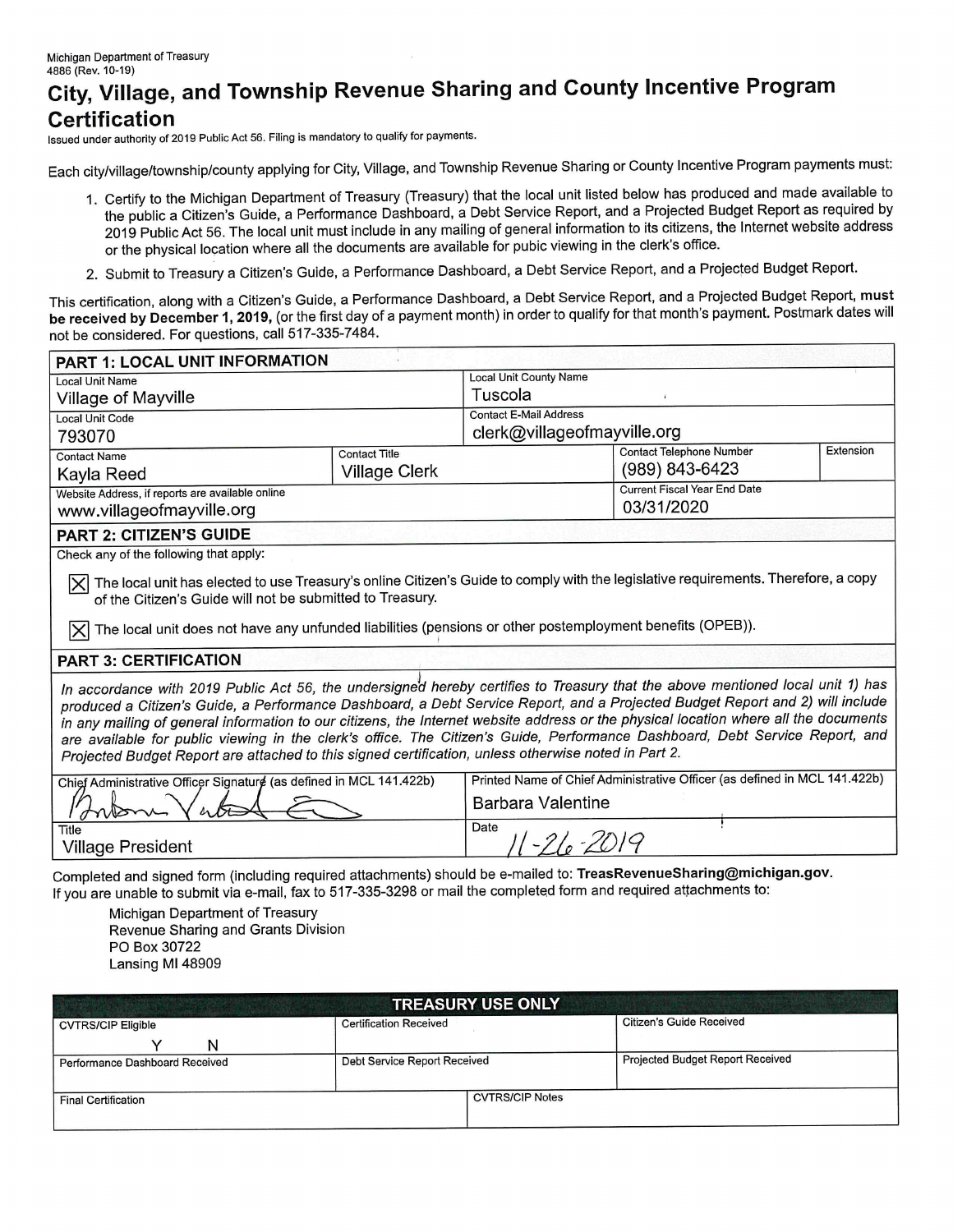Michigan Department of Treasury
4886 (Rev. 10-19)

# City, Village, and Township Revenue Sharing and County Incentive Program Certification

Issued under authority of 2019 Public Act 56. Filing is mandatory to qualify for payments.

Each city/village/township/county applying for City, Village, and Township Revenue Sharing or County Incentive Program payments must:

1. Certify to the Michigan Department of Treasury (Treasury) that the local unit listed below has produced and made available to the public a Citizen's Guide, a Performance Dashboard, a Debt Service Report, and a Projected Budget Report as required by 2019 Public Act 56. The local unit must include in any mailing of general information to its citizens, the Internet website address or the physical location where all the documents are available for pubic viewing in the clerk's office.
2. Submit to Treasury a Citizen's Guide, a Performance Dashboard, a Debt Service Report, and a Projected Budget Report.

This certification, along with a Citizen's Guide, a Performance Dashboard, a Debt Service Report, and a Projected Budget Report, **must be received by December 1, 2019,** (or the first day of a payment month) in order to qualify for that month's payment. Postmark dates will not be considered. For questions, call 517-335-7484.

## PART 1: LOCAL UNIT INFORMATION

| | | | |
|---|---|---|---|
| Local Unit Name: Village of Mayville | | Local Unit County Name: Tuscola | |
| Local Unit Code: 793070 | | Contact E-Mail Address: clerk@villageofmayville.org | |
| Contact Name: Kayla Reed | Contact Title: Village Clerk | Contact Telephone Number: (989) 843-6423 | Extension: |
| Website Address, if reports are available online: www.villageofmayville.org | | Current Fiscal Year End Date: 03/31/2020 | |

## PART 2: CITIZEN'S GUIDE

Check any of the following that apply:

[X] The local unit has elected to use Treasury's online Citizen's Guide to comply with the legislative requirements. Therefore, a copy of the Citizen's Guide will not be submitted to Treasury.

[X] The local unit does not have any unfunded liabilities (pensions or other postemployment benefits (OPEB)).

## PART 3: CERTIFICATION

*In accordance with 2019 Public Act 56, the undersigned hereby certifies to Treasury that the above mentioned local unit 1) has produced a Citizen's Guide, a Performance Dashboard, a Debt Service Report, and a Projected Budget Report and 2) will include in any mailing of general information to our citizens, the Internet website address or the physical location where all the documents are available for public viewing in the clerk's office. The Citizen's Guide, Performance Dashboard, Debt Service Report, and Projected Budget Report are attached to this signed certification, unless otherwise noted in Part 2.*

| | |
|---|---|
| Chief Administrative Officer Signature (as defined in MCL 141.422b): *[signature]* | Printed Name of Chief Administrative Officer (as defined in MCL 141.422b): Barbara Valentine |
| Title: Village President | Date: 11-26-2019 |

Completed and signed form (including required attachments) should be e-mailed to: **TreasRevenueSharing@michigan.gov**.
If you are unable to submit via e-mail, fax to 517-335-3298 or mail the completed form and required attachments to:

Michigan Department of Treasury
Revenue Sharing and Grants Division
PO Box 30722
Lansing MI 48909

| TREASURY USE ONLY | | |
|---|---|---|
| CVTRS/CIP Eligible Y N | Certification Received | Citizen's Guide Received |
| Performance Dashboard Received | Debt Service Report Received | Projected Budget Report Received |
| Final Certification | CVTRS/CIP Notes | |